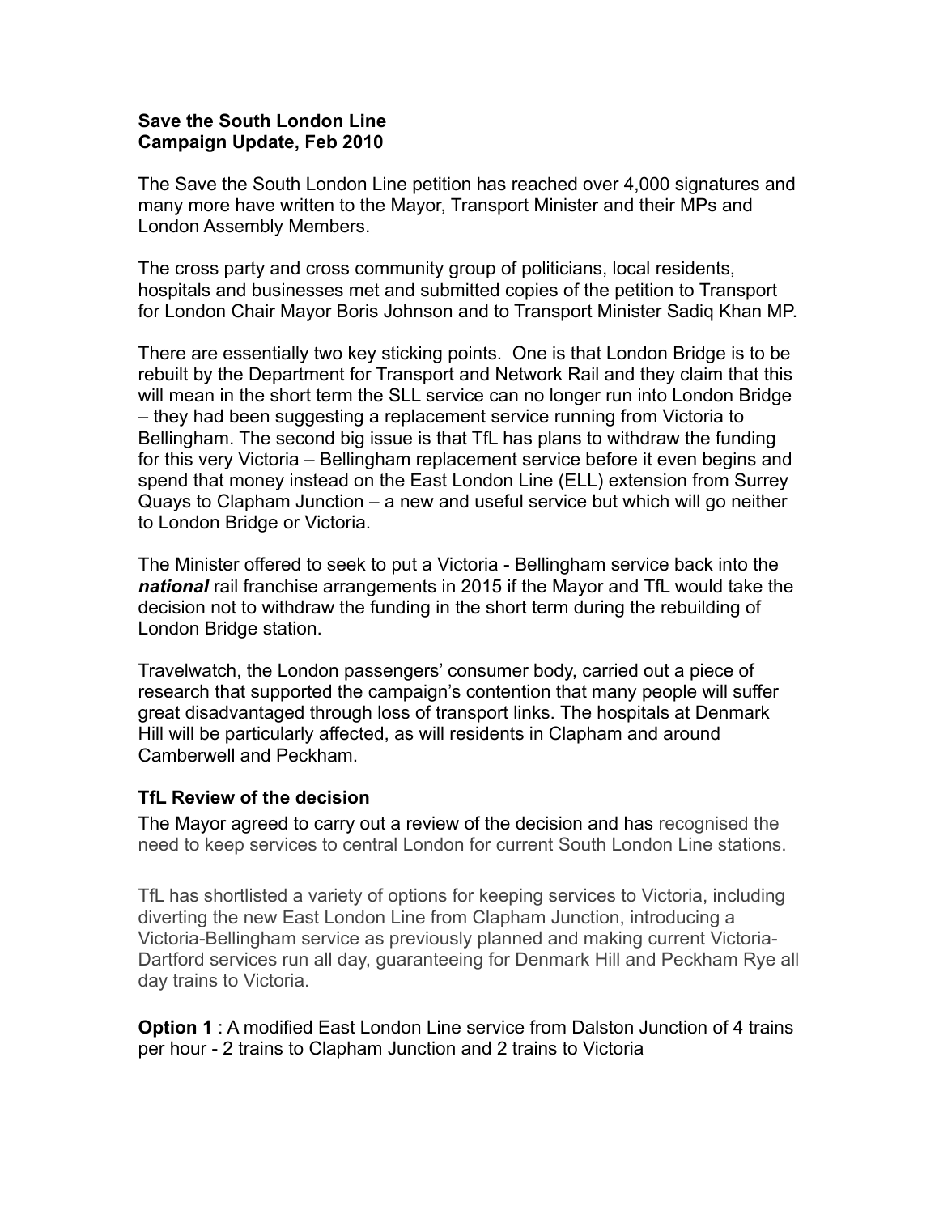**Save the South London Line**
**Campaign Update, Feb 2010**

The Save the South London Line petition has reached over 4,000 signatures and many more have written to the Mayor, Transport Minister and their MPs and London Assembly Members.

The cross party and cross community group of politicians, local residents, hospitals and businesses met and submitted copies of the petition to Transport for London Chair Mayor Boris Johnson and to Transport Minister Sadiq Khan MP.

There are essentially two key sticking points. One is that London Bridge is to be rebuilt by the Department for Transport and Network Rail and they claim that this will mean in the short term the SLL service can no longer run into London Bridge – they had been suggesting a replacement service running from Victoria to Bellingham. The second big issue is that TfL has plans to withdraw the funding for this very Victoria – Bellingham replacement service before it even begins and spend that money instead on the East London Line (ELL) extension from Surrey Quays to Clapham Junction – a new and useful service but which will go neither to London Bridge or Victoria.

The Minister offered to seek to put a Victoria - Bellingham service back into the ***national*** rail franchise arrangements in 2015 if the Mayor and TfL would take the decision not to withdraw the funding in the short term during the rebuilding of London Bridge station.

Travelwatch, the London passengers' consumer body, carried out a piece of research that supported the campaign's contention that many people will suffer great disadvantaged through loss of transport links. The hospitals at Denmark Hill will be particularly affected, as will residents in Clapham and around Camberwell and Peckham.

### TfL Review of the decision

The Mayor agreed to carry out a review of the decision and has recognised the need to keep services to central London for current South London Line stations.

TfL has shortlisted a variety of options for keeping services to Victoria, including diverting the new East London Line from Clapham Junction, introducing a Victoria-Bellingham service as previously planned and making current Victoria-Dartford services run all day, guaranteeing for Denmark Hill and Peckham Rye all day trains to Victoria.

**Option 1** : A modified East London Line service from Dalston Junction of 4 trains per hour - 2 trains to Clapham Junction and 2 trains to Victoria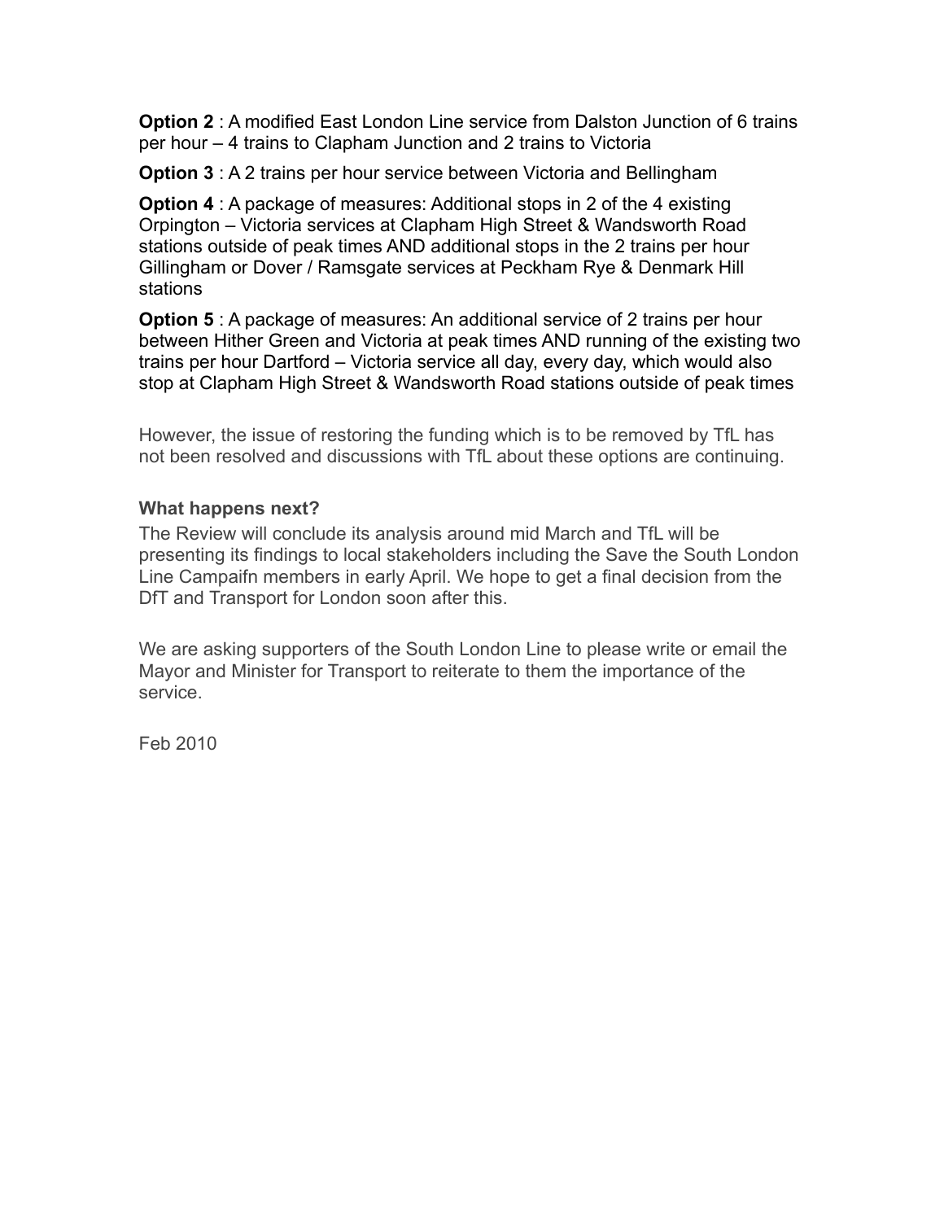**Option 2** : A modified East London Line service from Dalston Junction of 6 trains per hour – 4 trains to Clapham Junction and 2 trains to Victoria

**Option 3** : A 2 trains per hour service between Victoria and Bellingham

**Option 4** : A package of measures: Additional stops in 2 of the 4 existing Orpington – Victoria services at Clapham High Street & Wandsworth Road stations outside of peak times AND additional stops in the 2 trains per hour Gillingham or Dover / Ramsgate services at Peckham Rye & Denmark Hill stations

**Option 5** : A package of measures: An additional service of 2 trains per hour between Hither Green and Victoria at peak times AND running of the existing two trains per hour Dartford – Victoria service all day, every day, which would also stop at Clapham High Street & Wandsworth Road stations outside of peak times

However, the issue of restoring the funding which is to be removed by TfL has not been resolved and discussions with TfL about these options are continuing.

**What happens next?**

The Review will conclude its analysis around mid March and TfL will be presenting its findings to local stakeholders including the Save the South London Line Campaifn members in early April. We hope to get a final decision from the DfT and Transport for London soon after this.

We are asking supporters of the South London Line to please write or email the Mayor and Minister for Transport to reiterate to them the importance of the service.

Feb 2010